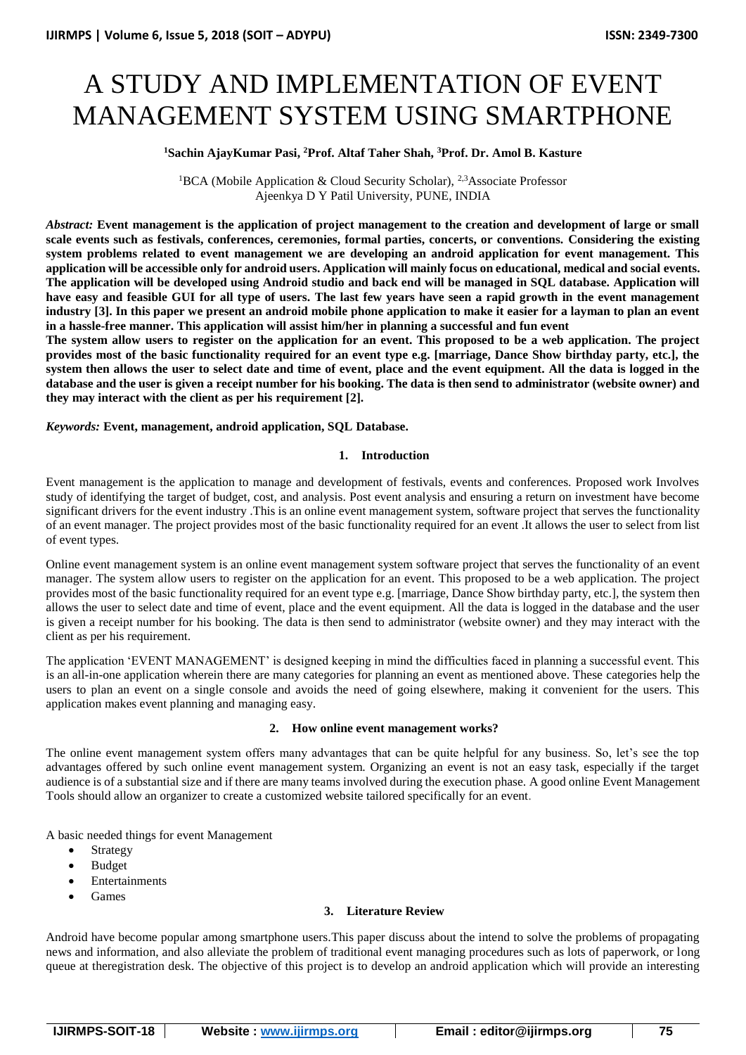# A STUDY AND IMPLEMENTATION OF EVENT MANAGEMENT SYSTEM USING SMARTPHONE

**[1]Sachin AjayKumar Pasi, [2]Prof. Altaf Taher Shah, [3]Prof. Dr. Amol B. Kasture**

[1]BCA (Mobile Application & Cloud Security Scholar), [2,3]Associate Professor
Ajeenkya D Y Patil University, PUNE, INDIA

*Abstract:* **Event management is the application of project management to the creation and development of large or small scale events such as festivals, conferences, ceremonies, formal parties, concerts, or conventions. Considering the existing system problems related to event management we are developing an android application for event management. This application will be accessible only for android users. Application will mainly focus on educational, medical and social events. The application will be developed using Android studio and back end will be managed in SQL database. Application will have easy and feasible GUI for all type of users. The last few years have seen a rapid growth in the event management industry [3]. In this paper we present an android mobile phone application to make it easier for a layman to plan an event in a hassle-free manner. This application will assist him/her in planning a successful and fun event**

**The system allow users to register on the application for an event. This proposed to be a web application. The project provides most of the basic functionality required for an event type e.g. [marriage, Dance Show birthday party, etc.], the system then allows the user to select date and time of event, place and the event equipment. All the data is logged in the database and the user is given a receipt number for his booking. The data is then send to administrator (website owner) and they may interact with the client as per his requirement [2].**

*Keywords:* **Event, management, android application, SQL Database.**

## 1. Introduction

Event management is the application to manage and development of festivals, events and conferences. Proposed work Involves study of identifying the target of budget, cost, and analysis. Post event analysis and ensuring a return on investment have become significant drivers for the event industry .This is an online event management system, software project that serves the functionality of an event manager. The project provides most of the basic functionality required for an event .It allows the user to select from list of event types.

Online event management system is an online event management system software project that serves the functionality of an event manager. The system allow users to register on the application for an event. This proposed to be a web application. The project provides most of the basic functionality required for an event type e.g. [marriage, Dance Show birthday party, etc.], the system then allows the user to select date and time of event, place and the event equipment. All the data is logged in the database and the user is given a receipt number for his booking. The data is then send to administrator (website owner) and they may interact with the client as per his requirement.

The application 'EVENT MANAGEMENT' is designed keeping in mind the difficulties faced in planning a successful event. This is an all-in-one application wherein there are many categories for planning an event as mentioned above. These categories help the users to plan an event on a single console and avoids the need of going elsewhere, making it convenient for the users. This application makes event planning and managing easy.

## 2. How online event management works?

The online event management system offers many advantages that can be quite helpful for any business. So, let's see the top advantages offered by such online event management system. Organizing an event is not an easy task, especially if the target audience is of a substantial size and if there are many teams involved during the execution phase. A good online Event Management Tools should allow an organizer to create a customized website tailored specifically for an event.

A basic needed things for event Management

- Strategy
- Budget
- Entertainments
- Games

## 3. Literature Review

Android have become popular among smartphone users.This paper discuss about the intend to solve the problems of propagating news and information, and also alleviate the problem of traditional event managing procedures such as lots of paperwork, or long queue at theregistration desk. The objective of this project is to develop an android application which will provide an interesting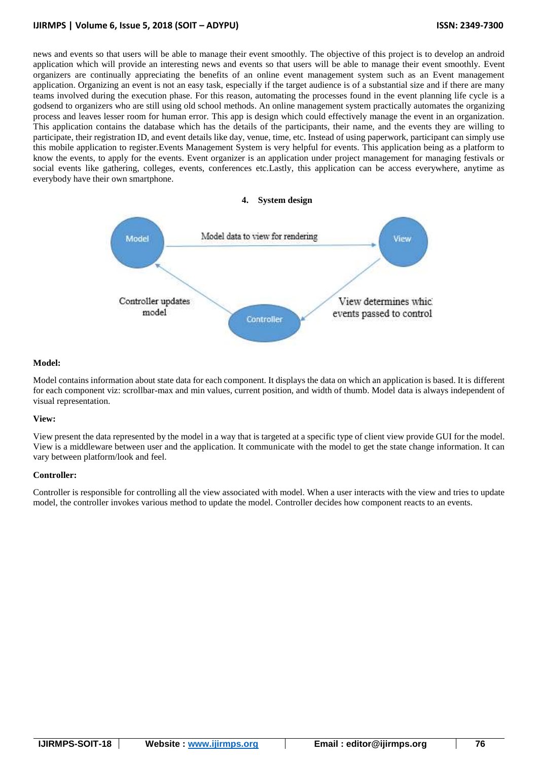news and events so that users will be able to manage their event smoothly. The objective of this project is to develop an android application which will provide an interesting news and events so that users will be able to manage their event smoothly. Event organizers are continually appreciating the benefits of an online event management system such as an Event management application. Organizing an event is not an easy task, especially if the target audience is of a substantial size and if there are many teams involved during the execution phase. For this reason, automating the processes found in the event planning life cycle is a godsend to organizers who are still using old school methods. An online management system practically automates the organizing process and leaves lesser room for human error. This app is design which could effectively manage the event in an organization. This application contains the database which has the details of the participants, their name, and the events they are willing to participate, their registration ID, and event details like day, venue, time, etc. Instead of using paperwork, participant can simply use this mobile application to register.Events Management System is very helpful for events. This application being as a platform to know the events, to apply for the events. Event organizer is an application under project management for managing festivals or social events like gathering, colleges, events, conferences etc.Lastly, this application can be access everywhere, anytime as everybody have their own smartphone.

## 4. System design

Model — Model data to view for rendering → View

View — View determines whic events passed to control → Controller

Controller — Controller updates model → Model

**Model:**

Model contains information about state data for each component. It displays the data on which an application is based. It is different for each component viz: scrollbar-max and min values, current position, and width of thumb. Model data is always independent of visual representation.

**View:**

View present the data represented by the model in a way that is targeted at a specific type of client view provide GUI for the model. View is a middleware between user and the application. It communicate with the model to get the state change information. It can vary between platform/look and feel.

**Controller:**

Controller is responsible for controlling all the view associated with model. When a user interacts with the view and tries to update model, the controller invokes various method to update the model. Controller decides how component reacts to an events.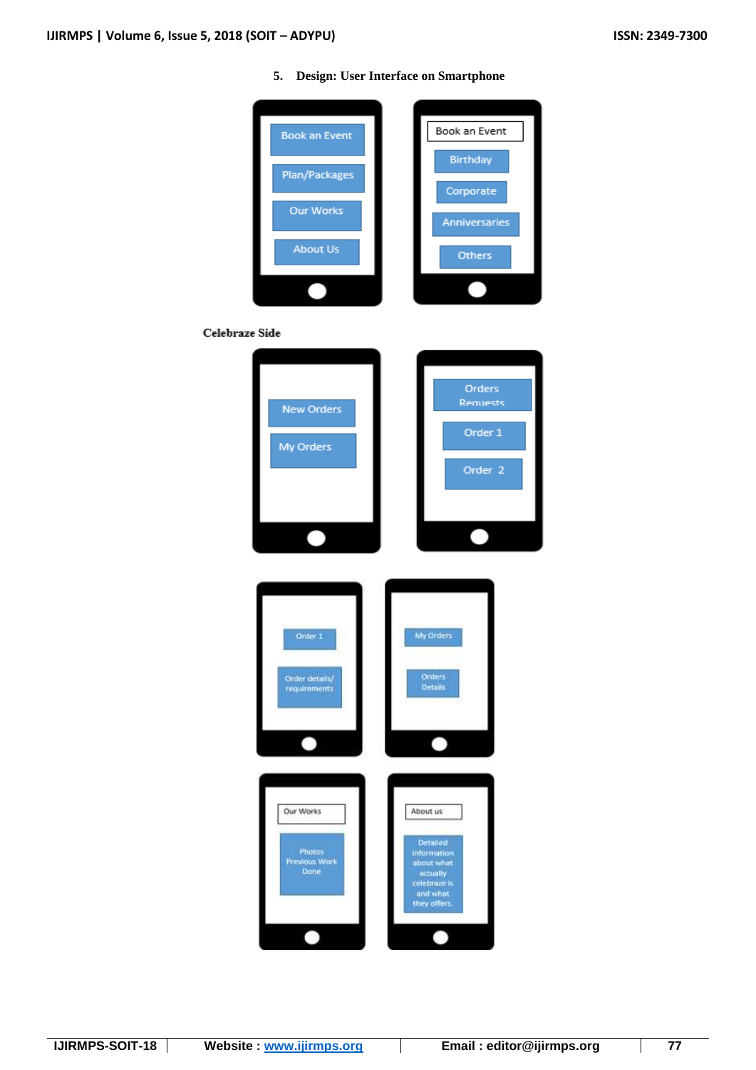## 5. Design: User Interface on Smartphone

Book an Event
Plan/Packages
Our Works
About Us

Book an Event
Birthday
Corporate
Anniversaries
Others

**Celebraze Side**

New Orders
My Orders

Orders Requests
Order 1
Order 2

Order 1
Order details/ requirements

My Orders
Orders Details

Our Works
Photos Previous Work Done

About us
Detailed information about what actually celebraze is and what they offers.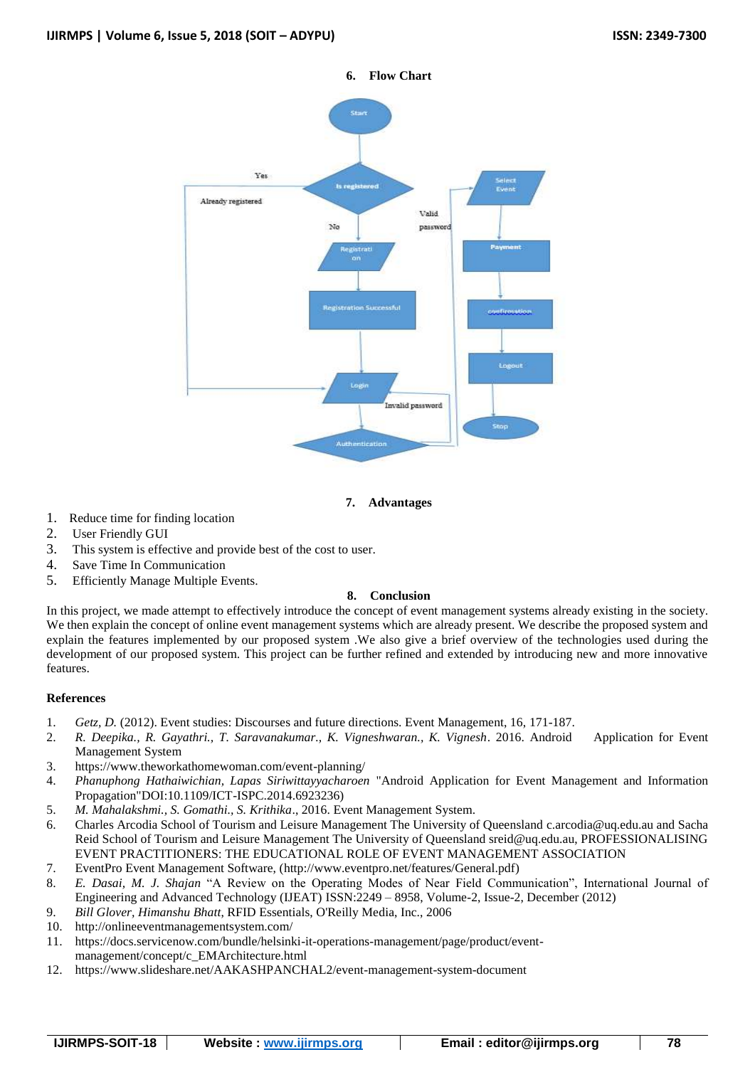## 6. Flow Chart

Start

Is registered

Yes

Already registered

No

Registration

Registration Successful

Login

Invalid password

Authentication

Valid password

Select Event

Payment

confirmation

Logout

Stop

## 7. Advantages

1. Reduce time for finding location
2. User Friendly GUI
3. This system is effective and provide best of the cost to user.
4. Save Time In Communication
5. Efficiently Manage Multiple Events.

## 8. Conclusion

In this project, we made attempt to effectively introduce the concept of event management systems already existing in the society. We then explain the concept of online event management systems which are already present. We describe the proposed system and explain the features implemented by our proposed system .We also give a brief overview of the technologies used during the development of our proposed system. This project can be further refined and extended by introducing new and more innovative features.

## References

1. *Getz, D.* (2012). Event studies: Discourses and future directions. Event Management, 16, 171-187.
2. *R. Deepika., R. Gayathri., T. Saravanakumar., K. Vigneshwaran., K. Vignesh*. 2016. Android Application for Event Management System
3. https://www.theworkathomewoman.com/event-planning/
4. *Phanuphong Hathaiwichian, Lapas Siriwittayyacharoen* "Android Application for Event Management and Information Propagation"DOI:10.1109/ICT-ISPC.2014.6923236)
5. *M. Mahalakshmi., S. Gomathi., S. Krithika*., 2016. Event Management System.
6. Charles Arcodia School of Tourism and Leisure Management The University of Queensland c.arcodia@uq.edu.au and Sacha Reid School of Tourism and Leisure Management The University of Queensland sreid@uq.edu.au, PROFESSIONALISING EVENT PRACTITIONERS: THE EDUCATIONAL ROLE OF EVENT MANAGEMENT ASSOCIATION
7. EventPro Event Management Software, (http://www.eventpro.net/features/General.pdf)
8. *E. Dasai, M. J. Shajan* "A Review on the Operating Modes of Near Field Communication", International Journal of Engineering and Advanced Technology (IJEAT) ISSN:2249 – 8958, Volume-2, Issue-2, December (2012)
9. *Bill Glover, Himanshu Bhatt*, RFID Essentials, O'Reilly Media, Inc., 2006
10. http://onlineeventmanagementsystem.com/
11. https://docs.servicenow.com/bundle/helsinki-it-operations-management/page/product/event-management/concept/c_EMArchitecture.html
12. https://www.slideshare.net/AAKASHPANCHAL2/event-management-system-document